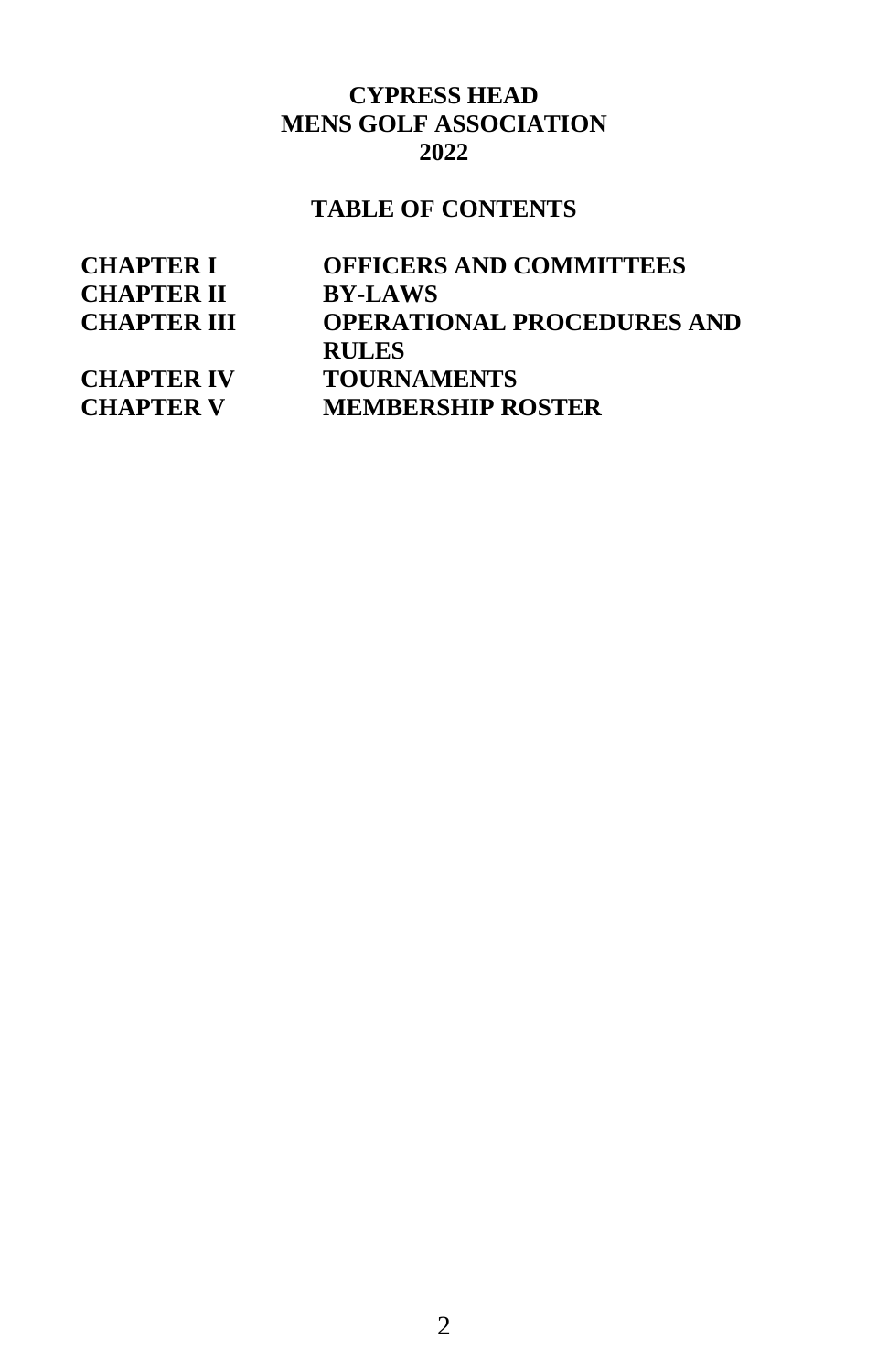# CYPRESS HEAD
# MENS GOLF ASSOCIATION
# 2022

## TABLE OF CONTENTS

| | |
|---|---|
| **CHAPTER I** | **OFFICERS AND COMMITTEES** |
| **CHAPTER II** | **BY-LAWS** |
| **CHAPTER III** | **OPERATIONAL PROCEDURES AND RULES** |
| **CHAPTER IV** | **TOURNAMENTS** |
| **CHAPTER V** | **MEMBERSHIP ROSTER** |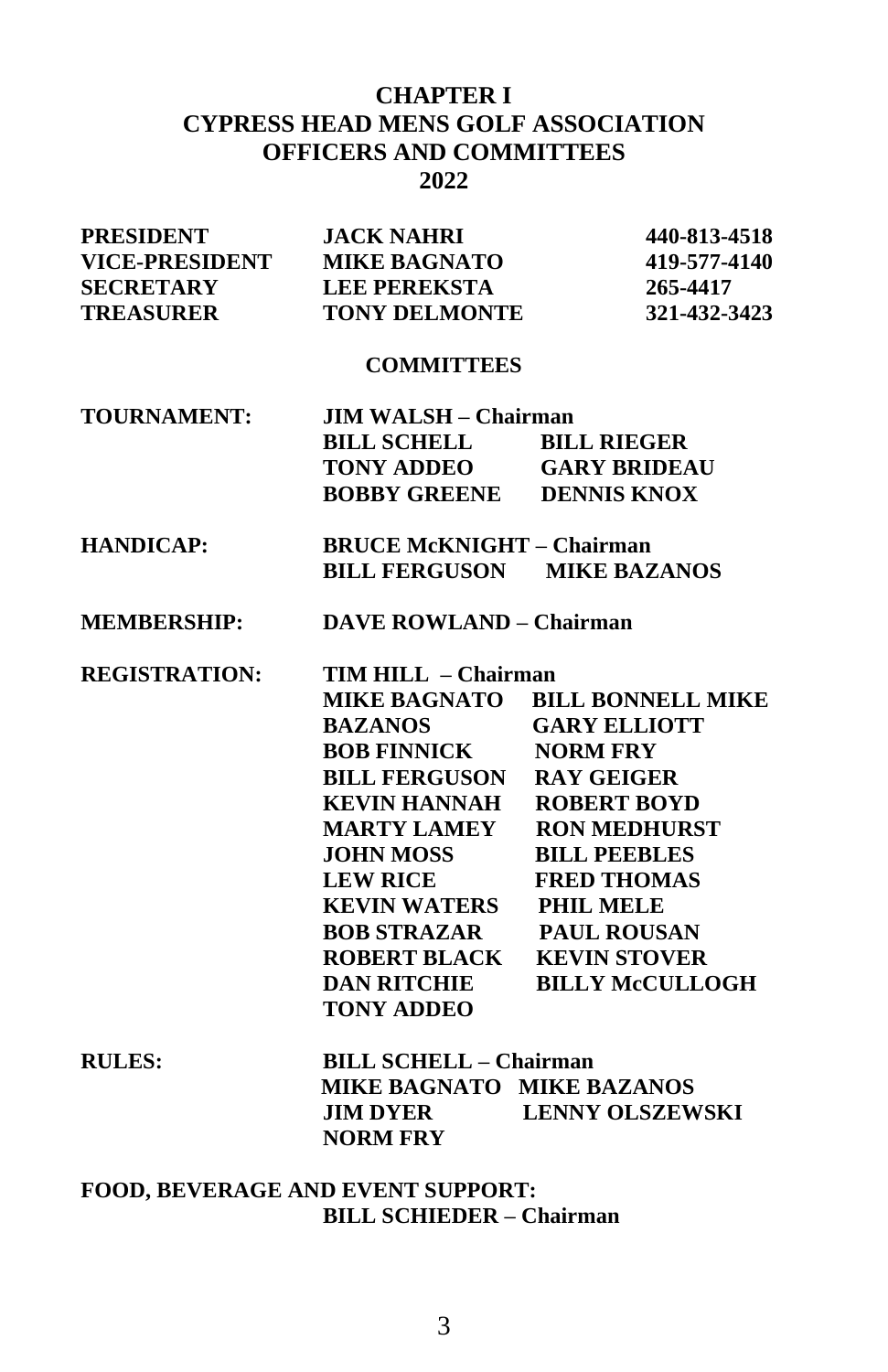# CHAPTER I
# CYPRESS HEAD MENS GOLF ASSOCIATION
# OFFICERS AND COMMITTEES
# 2022

| | | |
|---|---|---|
| **PRESIDENT** | **JACK NAHRI** | **440-813-4518** |
| **VICE-PRESIDENT** | **MIKE BAGNATO** | **419-577-4140** |
| **SECRETARY** | **LEE PEREKSTA** | **265-4417** |
| **TREASURER** | **TONY DELMONTE** | **321-432-3423** |

## COMMITTEES

**TOURNAMENT:** **JIM WALSH – Chairman**
**BILL SCHELL** **BILL RIEGER**
**TONY ADDEO** **GARY BRIDEAU**
**BOBBY GREENE** **DENNIS KNOX**

**HANDICAP:** **BRUCE McKNIGHT – Chairman**
**BILL FERGUSON** **MIKE BAZANOS**

**MEMBERSHIP:** **DAVE ROWLAND – Chairman**

**REGISTRATION:** **TIM HILL – Chairman**
**MIKE BAGNATO** **BILL BONNELL MIKE**
**BAZANOS** **GARY ELLIOTT**
**BOB FINNICK** **NORM FRY**
**BILL FERGUSON** **RAY GEIGER**
**KEVIN HANNAH** **ROBERT BOYD**
**MARTY LAMEY** **RON MEDHURST**
**JOHN MOSS** **BILL PEEBLES**
**LEW RICE** **FRED THOMAS**
**KEVIN WATERS** **PHIL MELE**
**BOB STRAZAR** **PAUL ROUSAN**
**ROBERT BLACK** **KEVIN STOVER**
**DAN RITCHIE** **BILLY McCULLOGH**
**TONY ADDEO**

**RULES:** **BILL SCHELL – Chairman**
**MIKE BAGNATO** **MIKE BAZANOS**
**JIM DYER** **LENNY OLSZEWSKI**
**NORM FRY**

**FOOD, BEVERAGE AND EVENT SUPPORT:**
**BILL SCHIEDER – Chairman**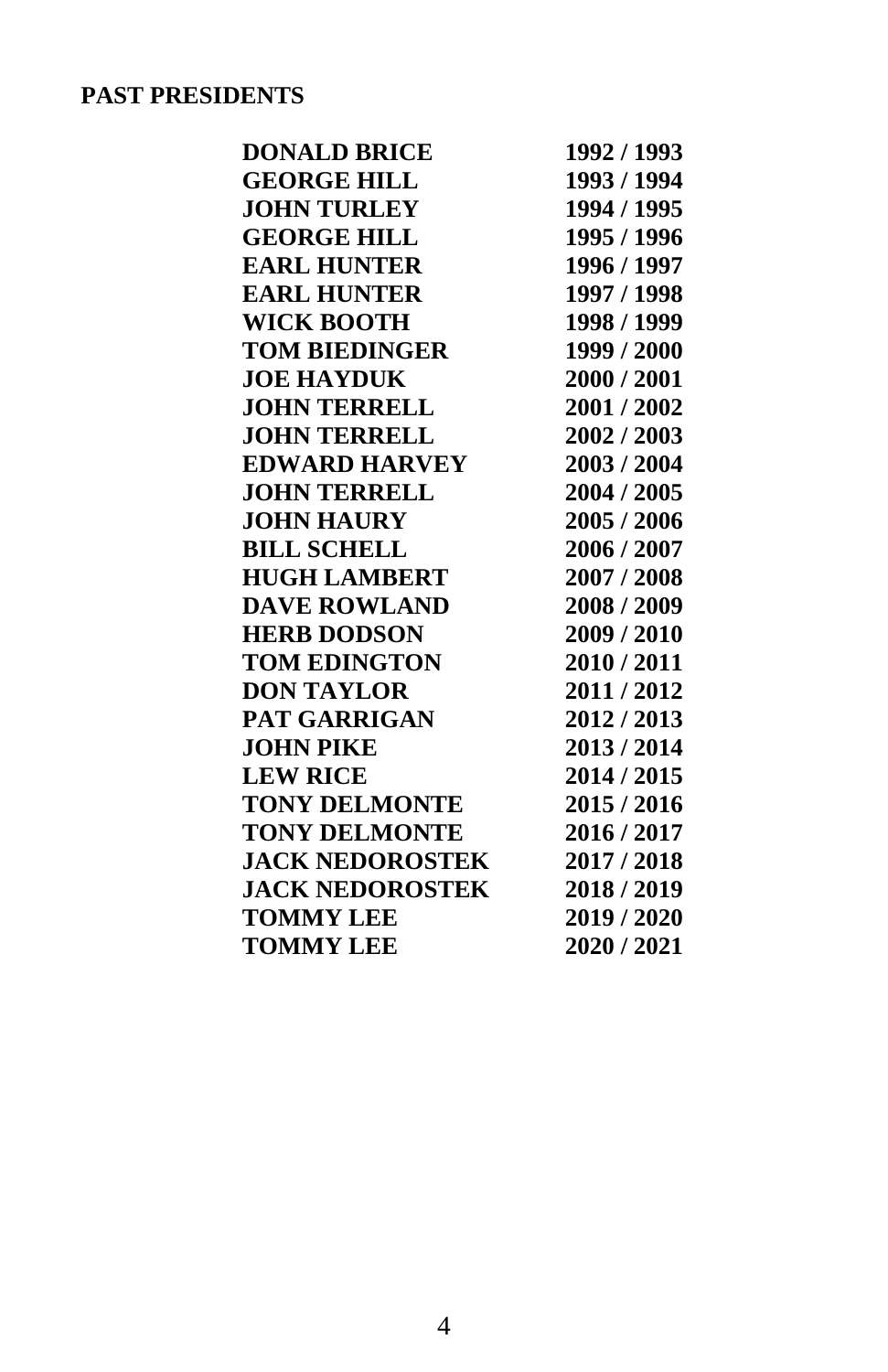**PAST PRESIDENTS**

| | |
|---|---|
| **DONALD BRICE** | **1992 / 1993** |
| **GEORGE HILL** | **1993 / 1994** |
| **JOHN TURLEY** | **1994 / 1995** |
| **GEORGE HILL** | **1995 / 1996** |
| **EARL HUNTER** | **1996 / 1997** |
| **EARL HUNTER** | **1997 / 1998** |
| **WICK BOOTH** | **1998 / 1999** |
| **TOM BIEDINGER** | **1999 / 2000** |
| **JOE HAYDUK** | **2000 / 2001** |
| **JOHN TERRELL** | **2001 / 2002** |
| **JOHN TERRELL** | **2002 / 2003** |
| **EDWARD HARVEY** | **2003 / 2004** |
| **JOHN TERRELL** | **2004 / 2005** |
| **JOHN HAURY** | **2005 / 2006** |
| **BILL SCHELL** | **2006 / 2007** |
| **HUGH LAMBERT** | **2007 / 2008** |
| **DAVE ROWLAND** | **2008 / 2009** |
| **HERB DODSON** | **2009 / 2010** |
| **TOM EDINGTON** | **2010 / 2011** |
| **DON TAYLOR** | **2011 / 2012** |
| **PAT GARRIGAN** | **2012 / 2013** |
| **JOHN PIKE** | **2013 / 2014** |
| **LEW RICE** | **2014 / 2015** |
| **TONY DELMONTE** | **2015 / 2016** |
| **TONY DELMONTE** | **2016 / 2017** |
| **JACK NEDOROSTEK** | **2017 / 2018** |
| **JACK NEDOROSTEK** | **2018 / 2019** |
| **TOMMY LEE** | **2019 / 2020** |
| **TOMMY LEE** | **2020 / 2021** |